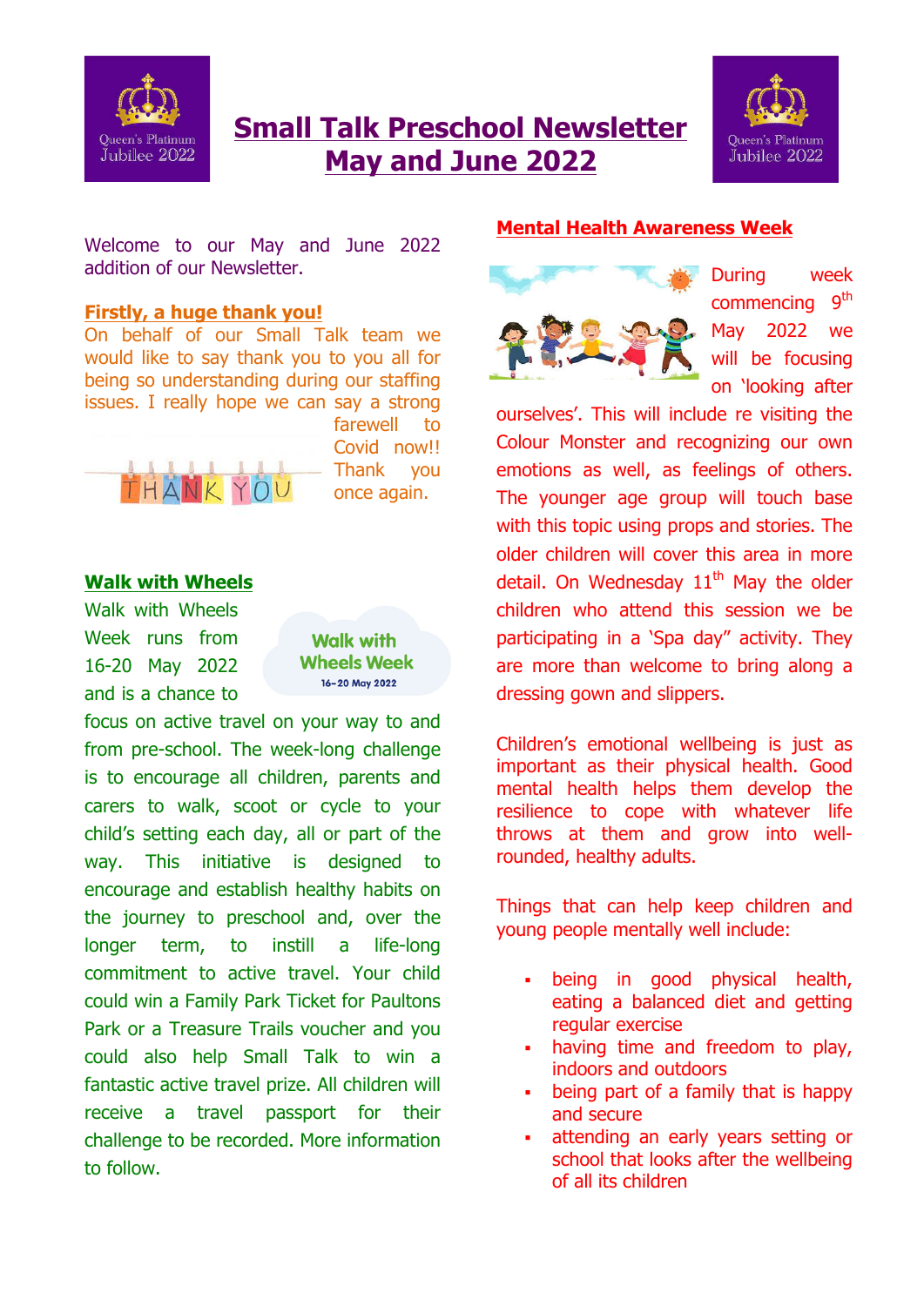# Small Talk Preschool Newsletter May and June 2022

Welcome to our May and June 2022 addition of our Newsletter.

## Firstly, a huge thank you!

On behalf of our Small Talk team we would like to say thank you to you all for being so understanding during our staffing issues. I really hope we can say a strong farewell to Covid now!! Thank you once again.

## Walk with Wheels

Walk with Wheels Week runs from 16-20 May 2022 and is a chance to focus on active travel on your way to and from pre-school. The week-long challenge is to encourage all children, parents and carers to walk, scoot or cycle to your child's setting each day, all or part of the way. This initiative is designed to encourage and establish healthy habits on the journey to preschool and, over the longer term, to instill a life-long commitment to active travel. Your child could win a Family Park Ticket for Paultons Park or a Treasure Trails voucher and you could also help Small Talk to win a fantastic active travel prize. All children will receive a travel passport for their challenge to be recorded. More information to follow.

## Mental Health Awareness Week

During week commencing 9th May 2022 we will be focusing on 'looking after ourselves'. This will include re visiting the Colour Monster and recognizing our own emotions as well, as feelings of others. The younger age group will touch base with this topic using props and stories. The older children will cover this area in more detail. On Wednesday 11th May the older children who attend this session we be participating in a 'Spa day" activity. They are more than welcome to bring along a dressing gown and slippers.

Children's emotional wellbeing is just as important as their physical health. Good mental health helps them develop the resilience to cope with whatever life throws at them and grow into well-rounded, healthy adults.

Things that can help keep children and young people mentally well include:

- being in good physical health, eating a balanced diet and getting regular exercise
- having time and freedom to play, indoors and outdoors
- being part of a family that is happy and secure
- attending an early years setting or school that looks after the wellbeing of all its children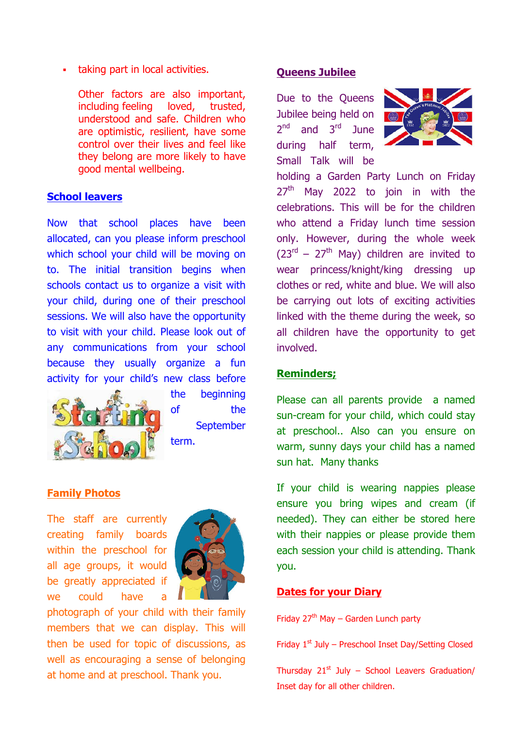- taking part in local activities.

Other factors are also important, including feeling loved, trusted, understood and safe. Children who are optimistic, resilient, have some control over their lives and feel like they belong are more likely to have good mental wellbeing.

## School leavers

Now that school places have been allocated, can you please inform preschool which school your child will be moving on to. The initial transition begins when schools contact us to organize a visit with your child, during one of their preschool sessions. We will also have the opportunity to visit with your child. Please look out of any communications from your school because they usually organize a fun activity for your child's new class before the beginning of the September term.

## Family Photos

The staff are currently creating family boards within the preschool for all age groups, it would be greatly appreciated if we could have a photograph of your child with their family members that we can display. This will then be used for topic of discussions, as well as encouraging a sense of belonging at home and at preschool. Thank you.

## Queens Jubilee

Due to the Queens Jubilee being held on 2nd and 3rd June during half term, Small Talk will be holding a Garden Party Lunch on Friday 27th May 2022 to join in with the celebrations. This will be for the children who attend a Friday lunch time session only. However, during the whole week (23rd – 27th May) children are invited to wear princess/knight/king dressing up clothes or red, white and blue. We will also be carrying out lots of exciting activities linked with the theme during the week, so all children have the opportunity to get involved.

## Reminders;

Please can all parents provide a named sun-cream for your child, which could stay at preschool.. Also can you ensure on warm, sunny days your child has a named sun hat. Many thanks

If your child is wearing nappies please ensure you bring wipes and cream (if needed). They can either be stored here with their nappies or please provide them each session your child is attending. Thank you.

## Dates for your Diary

Friday 27th May – Garden Lunch party

Friday 1st July – Preschool Inset Day/Setting Closed

Thursday 21st July – School Leavers Graduation/ Inset day for all other children.